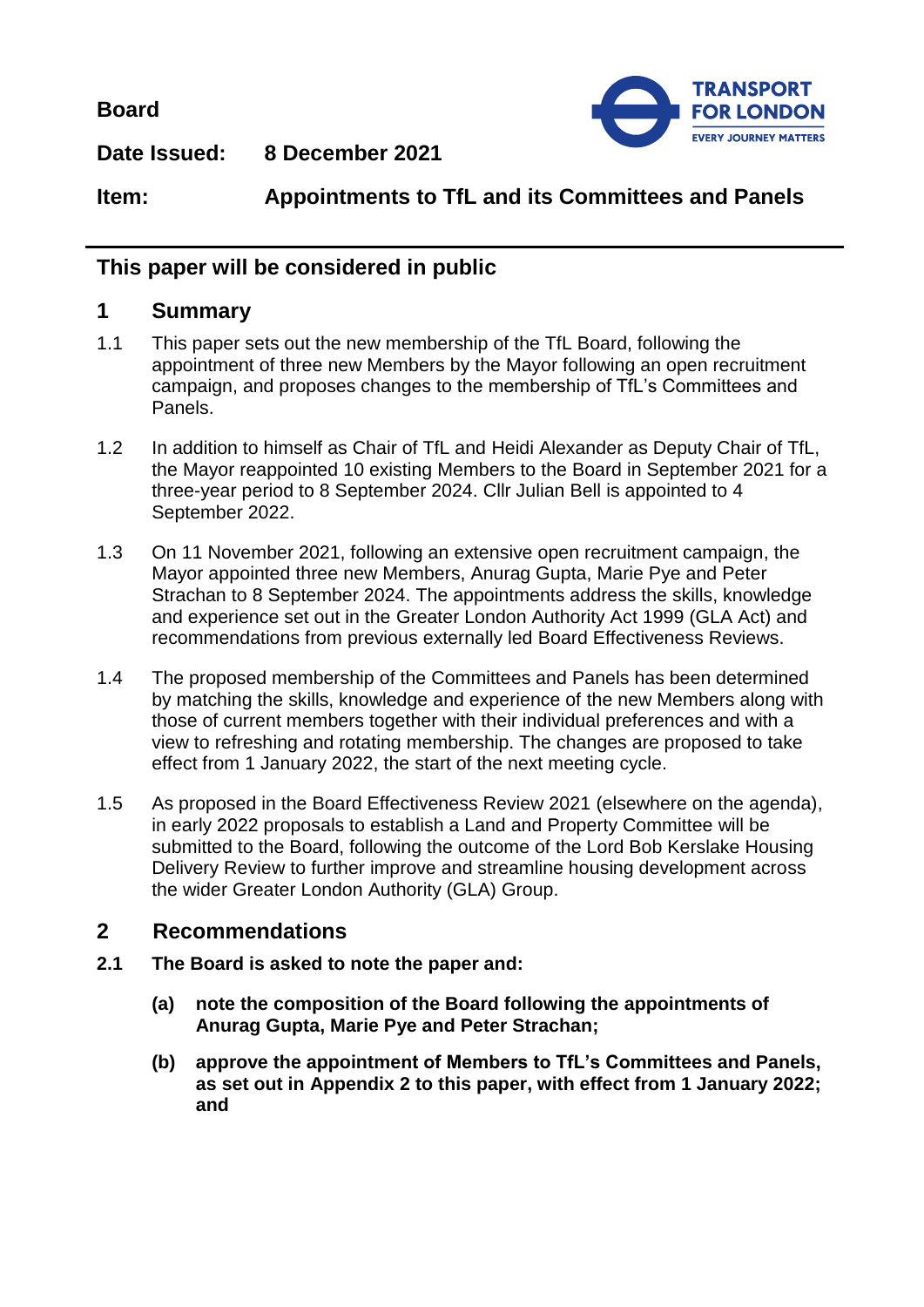**Board**

**Date Issued:** **8 December 2021**

**Item:** **Appointments to TfL and its Committees and Panels**

## This paper will be considered in public

## 1 Summary

1.1 This paper sets out the new membership of the TfL Board, following the appointment of three new Members by the Mayor following an open recruitment campaign, and proposes changes to the membership of TfL's Committees and Panels.

1.2 In addition to himself as Chair of TfL and Heidi Alexander as Deputy Chair of TfL, the Mayor reappointed 10 existing Members to the Board in September 2021 for a three-year period to 8 September 2024. Cllr Julian Bell is appointed to 4 September 2022.

1.3 On 11 November 2021, following an extensive open recruitment campaign, the Mayor appointed three new Members, Anurag Gupta, Marie Pye and Peter Strachan to 8 September 2024. The appointments address the skills, knowledge and experience set out in the Greater London Authority Act 1999 (GLA Act) and recommendations from previous externally led Board Effectiveness Reviews.

1.4 The proposed membership of the Committees and Panels has been determined by matching the skills, knowledge and experience of the new Members along with those of current members together with their individual preferences and with a view to refreshing and rotating membership. The changes are proposed to take effect from 1 January 2022, the start of the next meeting cycle.

1.5 As proposed in the Board Effectiveness Review 2021 (elsewhere on the agenda), in early 2022 proposals to establish a Land and Property Committee will be submitted to the Board, following the outcome of the Lord Bob Kerslake Housing Delivery Review to further improve and streamline housing development across the wider Greater London Authority (GLA) Group.

## 2 Recommendations

**2.1 The Board is asked to note the paper and:**

**(a) note the composition of the Board following the appointments of Anurag Gupta, Marie Pye and Peter Strachan;**

**(b) approve the appointment of Members to TfL's Committees and Panels, as set out in Appendix 2 to this paper, with effect from 1 January 2022; and**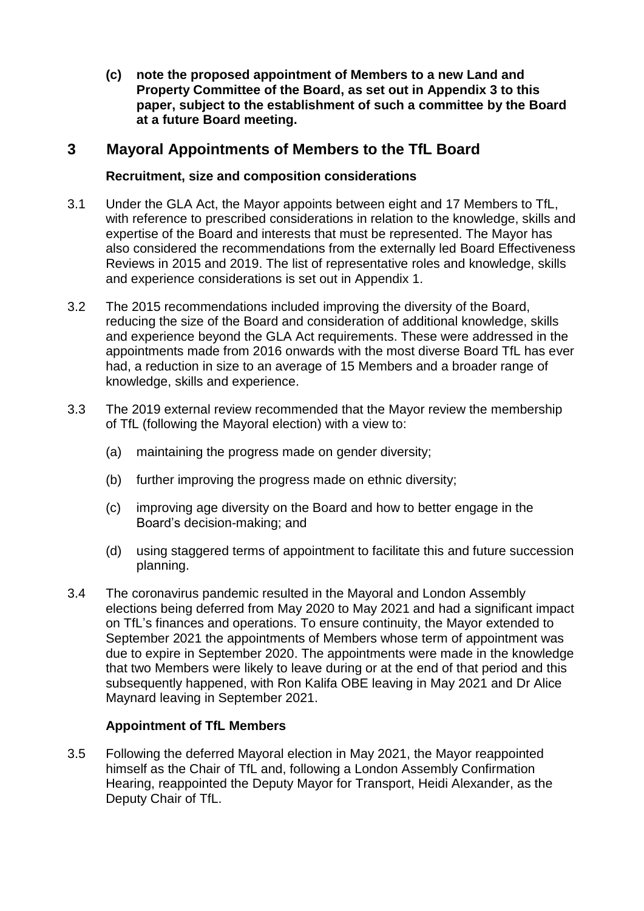**(c) note the proposed appointment of Members to a new Land and Property Committee of the Board, as set out in Appendix 3 to this paper, subject to the establishment of such a committee by the Board at a future Board meeting.**

## 3 Mayoral Appointments of Members to the TfL Board

### Recruitment, size and composition considerations

3.1 Under the GLA Act, the Mayor appoints between eight and 17 Members to TfL, with reference to prescribed considerations in relation to the knowledge, skills and expertise of the Board and interests that must be represented. The Mayor has also considered the recommendations from the externally led Board Effectiveness Reviews in 2015 and 2019. The list of representative roles and knowledge, skills and experience considerations is set out in Appendix 1.

3.2 The 2015 recommendations included improving the diversity of the Board, reducing the size of the Board and consideration of additional knowledge, skills and experience beyond the GLA Act requirements. These were addressed in the appointments made from 2016 onwards with the most diverse Board TfL has ever had, a reduction in size to an average of 15 Members and a broader range of knowledge, skills and experience.

3.3 The 2019 external review recommended that the Mayor review the membership of TfL (following the Mayoral election) with a view to:

(a) maintaining the progress made on gender diversity;

(b) further improving the progress made on ethnic diversity;

(c) improving age diversity on the Board and how to better engage in the Board's decision-making; and

(d) using staggered terms of appointment to facilitate this and future succession planning.

3.4 The coronavirus pandemic resulted in the Mayoral and London Assembly elections being deferred from May 2020 to May 2021 and had a significant impact on TfL's finances and operations. To ensure continuity, the Mayor extended to September 2021 the appointments of Members whose term of appointment was due to expire in September 2020. The appointments were made in the knowledge that two Members were likely to leave during or at the end of that period and this subsequently happened, with Ron Kalifa OBE leaving in May 2021 and Dr Alice Maynard leaving in September 2021.

### Appointment of TfL Members

3.5 Following the deferred Mayoral election in May 2021, the Mayor reappointed himself as the Chair of TfL and, following a London Assembly Confirmation Hearing, reappointed the Deputy Mayor for Transport, Heidi Alexander, as the Deputy Chair of TfL.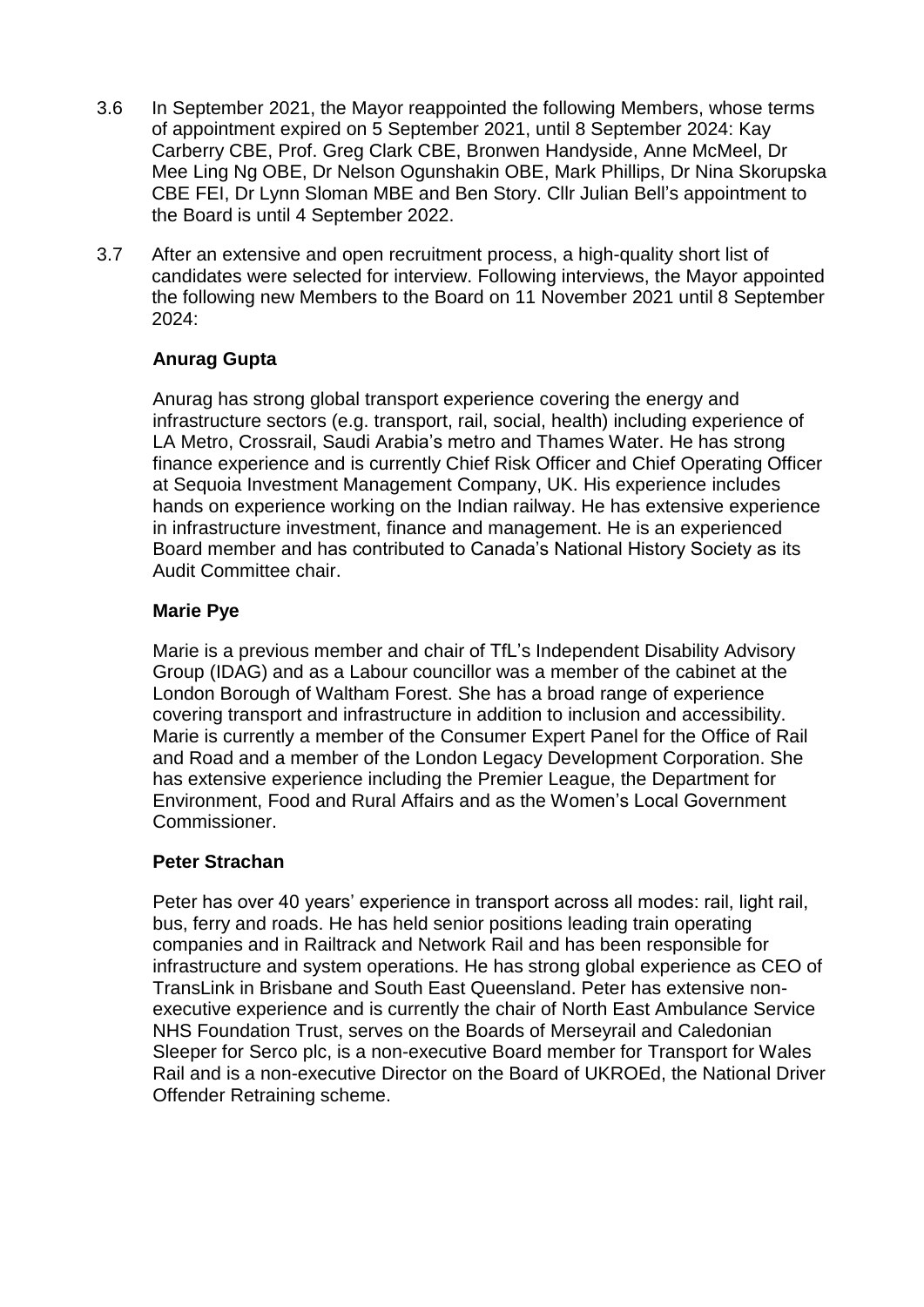3.6 In September 2021, the Mayor reappointed the following Members, whose terms of appointment expired on 5 September 2021, until 8 September 2024: Kay Carberry CBE, Prof. Greg Clark CBE, Bronwen Handyside, Anne McMeel, Dr Mee Ling Ng OBE, Dr Nelson Ogunshakin OBE, Mark Phillips, Dr Nina Skorupska CBE FEI, Dr Lynn Sloman MBE and Ben Story. Cllr Julian Bell's appointment to the Board is until 4 September 2022.

3.7 After an extensive and open recruitment process, a high-quality short list of candidates were selected for interview. Following interviews, the Mayor appointed the following new Members to the Board on 11 November 2021 until 8 September 2024:

**Anurag Gupta**

Anurag has strong global transport experience covering the energy and infrastructure sectors (e.g. transport, rail, social, health) including experience of LA Metro, Crossrail, Saudi Arabia's metro and Thames Water. He has strong finance experience and is currently Chief Risk Officer and Chief Operating Officer at Sequoia Investment Management Company, UK. His experience includes hands on experience working on the Indian railway. He has extensive experience in infrastructure investment, finance and management. He is an experienced Board member and has contributed to Canada's National History Society as its Audit Committee chair.

**Marie Pye**

Marie is a previous member and chair of TfL's Independent Disability Advisory Group (IDAG) and as a Labour councillor was a member of the cabinet at the London Borough of Waltham Forest. She has a broad range of experience covering transport and infrastructure in addition to inclusion and accessibility. Marie is currently a member of the Consumer Expert Panel for the Office of Rail and Road and a member of the London Legacy Development Corporation. She has extensive experience including the Premier League, the Department for Environment, Food and Rural Affairs and as the Women's Local Government Commissioner.

**Peter Strachan**

Peter has over 40 years' experience in transport across all modes: rail, light rail, bus, ferry and roads. He has held senior positions leading train operating companies and in Railtrack and Network Rail and has been responsible for infrastructure and system operations. He has strong global experience as CEO of TransLink in Brisbane and South East Queensland. Peter has extensive non-executive experience and is currently the chair of North East Ambulance Service NHS Foundation Trust, serves on the Boards of Merseyrail and Caledonian Sleeper for Serco plc, is a non-executive Board member for Transport for Wales Rail and is a non-executive Director on the Board of UKROEd, the National Driver Offender Retraining scheme.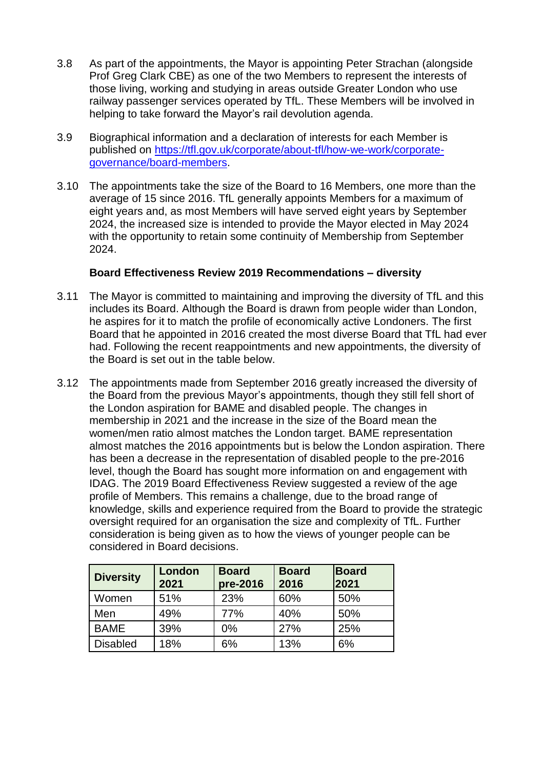3.8 As part of the appointments, the Mayor is appointing Peter Strachan (alongside Prof Greg Clark CBE) as one of the two Members to represent the interests of those living, working and studying in areas outside Greater London who use railway passenger services operated by TfL. These Members will be involved in helping to take forward the Mayor's rail devolution agenda.

3.9 Biographical information and a declaration of interests for each Member is published on [https://tfl.gov.uk/corporate/about-tfl/how-we-work/corporate-governance/board-members](https://tfl.gov.uk/corporate/about-tfl/how-we-work/corporate-governance/board-members).

3.10 The appointments take the size of the Board to 16 Members, one more than the average of 15 since 2016. TfL generally appoints Members for a maximum of eight years and, as most Members will have served eight years by September 2024, the increased size is intended to provide the Mayor elected in May 2024 with the opportunity to retain some continuity of Membership from September 2024.

**Board Effectiveness Review 2019 Recommendations – diversity**

3.11 The Mayor is committed to maintaining and improving the diversity of TfL and this includes its Board. Although the Board is drawn from people wider than London, he aspires for it to match the profile of economically active Londoners. The first Board that he appointed in 2016 created the most diverse Board that TfL had ever had. Following the recent reappointments and new appointments, the diversity of the Board is set out in the table below.

3.12 The appointments made from September 2016 greatly increased the diversity of the Board from the previous Mayor's appointments, though they still fell short of the London aspiration for BAME and disabled people. The changes in membership in 2021 and the increase in the size of the Board mean the women/men ratio almost matches the London target. BAME representation almost matches the 2016 appointments but is below the London aspiration. There has been a decrease in the representation of disabled people to the pre-2016 level, though the Board has sought more information on and engagement with IDAG. The 2019 Board Effectiveness Review suggested a review of the age profile of Members. This remains a challenge, due to the broad range of knowledge, skills and experience required from the Board to provide the strategic oversight required for an organisation the size and complexity of TfL. Further consideration is being given as to how the views of younger people can be considered in Board decisions.

| Diversity | London 2021 | Board pre-2016 | Board 2016 | Board 2021 |
|---|---|---|---|---|
| Women | 51% | 23% | 60% | 50% |
| Men | 49% | 77% | 40% | 50% |
| BAME | 39% | 0% | 27% | 25% |
| Disabled | 18% | 6% | 13% | 6% |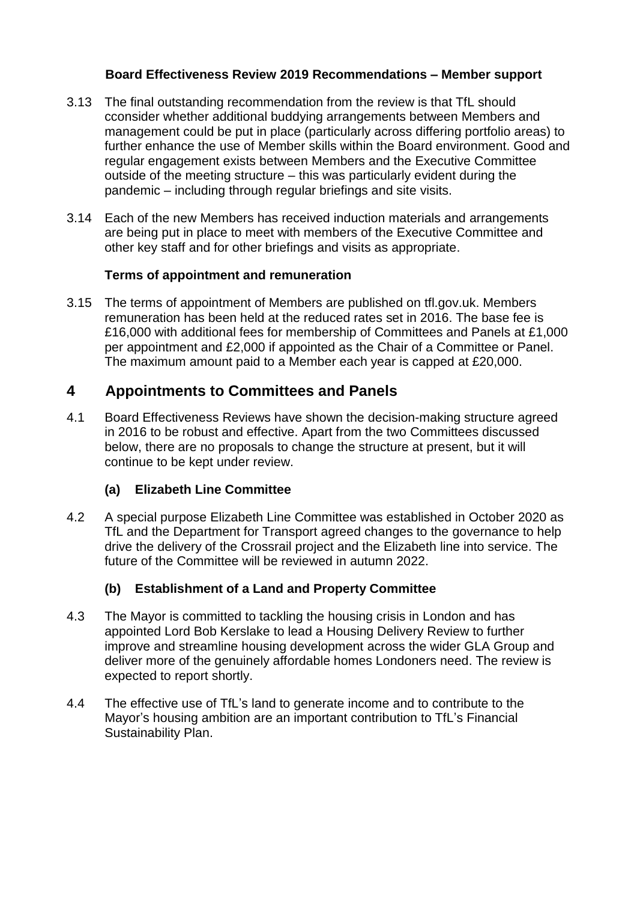**Board Effectiveness Review 2019 Recommendations – Member support**

3.13 The final outstanding recommendation from the review is that TfL should cconsider whether additional buddying arrangements between Members and management could be put in place (particularly across differing portfolio areas) to further enhance the use of Member skills within the Board environment. Good and regular engagement exists between Members and the Executive Committee outside of the meeting structure – this was particularly evident during the pandemic – including through regular briefings and site visits.

3.14 Each of the new Members has received induction materials and arrangements are being put in place to meet with members of the Executive Committee and other key staff and for other briefings and visits as appropriate.

**Terms of appointment and remuneration**

3.15 The terms of appointment of Members are published on tfl.gov.uk. Members remuneration has been held at the reduced rates set in 2016. The base fee is £16,000 with additional fees for membership of Committees and Panels at £1,000 per appointment and £2,000 if appointed as the Chair of a Committee or Panel. The maximum amount paid to a Member each year is capped at £20,000.

## 4 Appointments to Committees and Panels

4.1 Board Effectiveness Reviews have shown the decision-making structure agreed in 2016 to be robust and effective. Apart from the two Committees discussed below, there are no proposals to change the structure at present, but it will continue to be kept under review.

### (a) Elizabeth Line Committee

4.2 A special purpose Elizabeth Line Committee was established in October 2020 as TfL and the Department for Transport agreed changes to the governance to help drive the delivery of the Crossrail project and the Elizabeth line into service. The future of the Committee will be reviewed in autumn 2022.

### (b) Establishment of a Land and Property Committee

4.3 The Mayor is committed to tackling the housing crisis in London and has appointed Lord Bob Kerslake to lead a Housing Delivery Review to further improve and streamline housing development across the wider GLA Group and deliver more of the genuinely affordable homes Londoners need. The review is expected to report shortly.

4.4 The effective use of TfL's land to generate income and to contribute to the Mayor's housing ambition are an important contribution to TfL's Financial Sustainability Plan.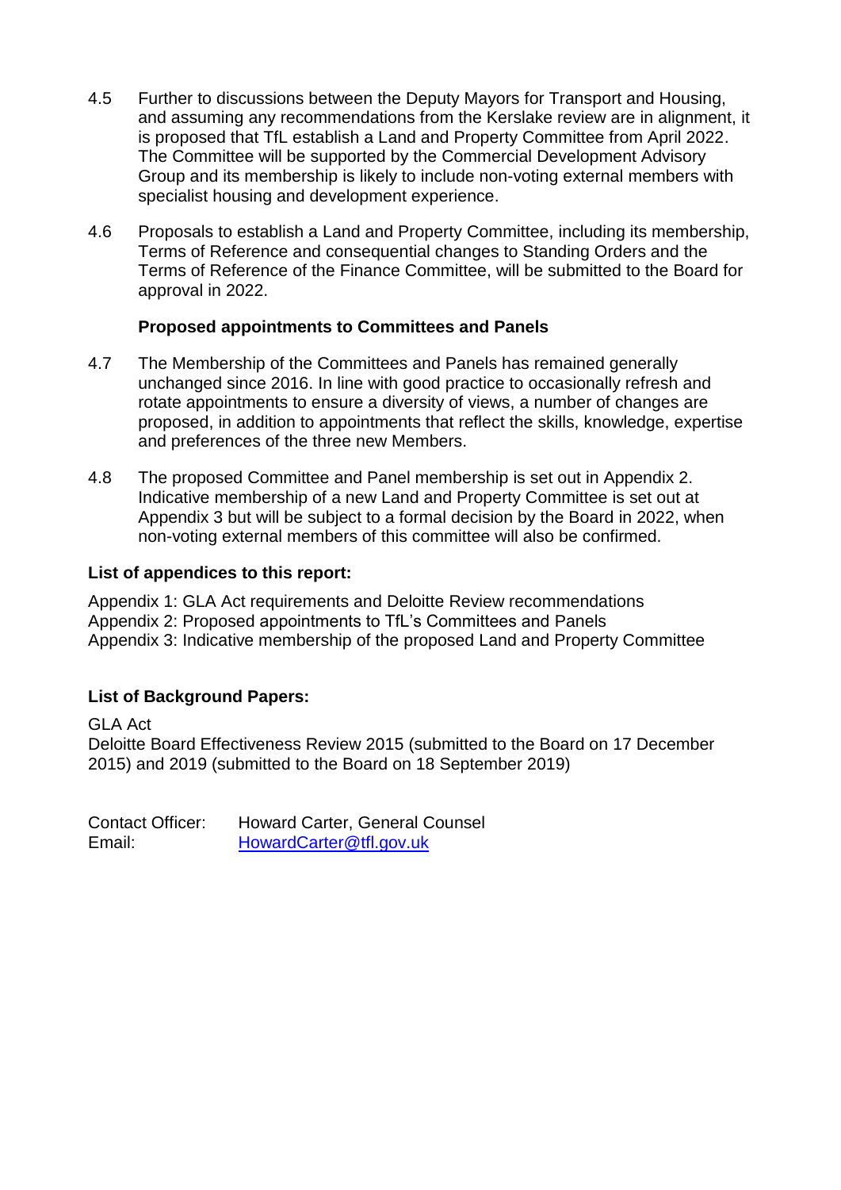4.5 Further to discussions between the Deputy Mayors for Transport and Housing, and assuming any recommendations from the Kerslake review are in alignment, it is proposed that TfL establish a Land and Property Committee from April 2022. The Committee will be supported by the Commercial Development Advisory Group and its membership is likely to include non-voting external members with specialist housing and development experience.

4.6 Proposals to establish a Land and Property Committee, including its membership, Terms of Reference and consequential changes to Standing Orders and the Terms of Reference of the Finance Committee, will be submitted to the Board for approval in 2022.

**Proposed appointments to Committees and Panels**

4.7 The Membership of the Committees and Panels has remained generally unchanged since 2016. In line with good practice to occasionally refresh and rotate appointments to ensure a diversity of views, a number of changes are proposed, in addition to appointments that reflect the skills, knowledge, expertise and preferences of the three new Members.

4.8 The proposed Committee and Panel membership is set out in Appendix 2. Indicative membership of a new Land and Property Committee is set out at Appendix 3 but will be subject to a formal decision by the Board in 2022, when non-voting external members of this committee will also be confirmed.

**List of appendices to this report:**

Appendix 1: GLA Act requirements and Deloitte Review recommendations
Appendix 2: Proposed appointments to TfL's Committees and Panels
Appendix 3: Indicative membership of the proposed Land and Property Committee

**List of Background Papers:**

GLA Act
Deloitte Board Effectiveness Review 2015 (submitted to the Board on 17 December 2015) and 2019 (submitted to the Board on 18 September 2019)

Contact Officer: Howard Carter, General Counsel
Email: HowardCarter@tfl.gov.uk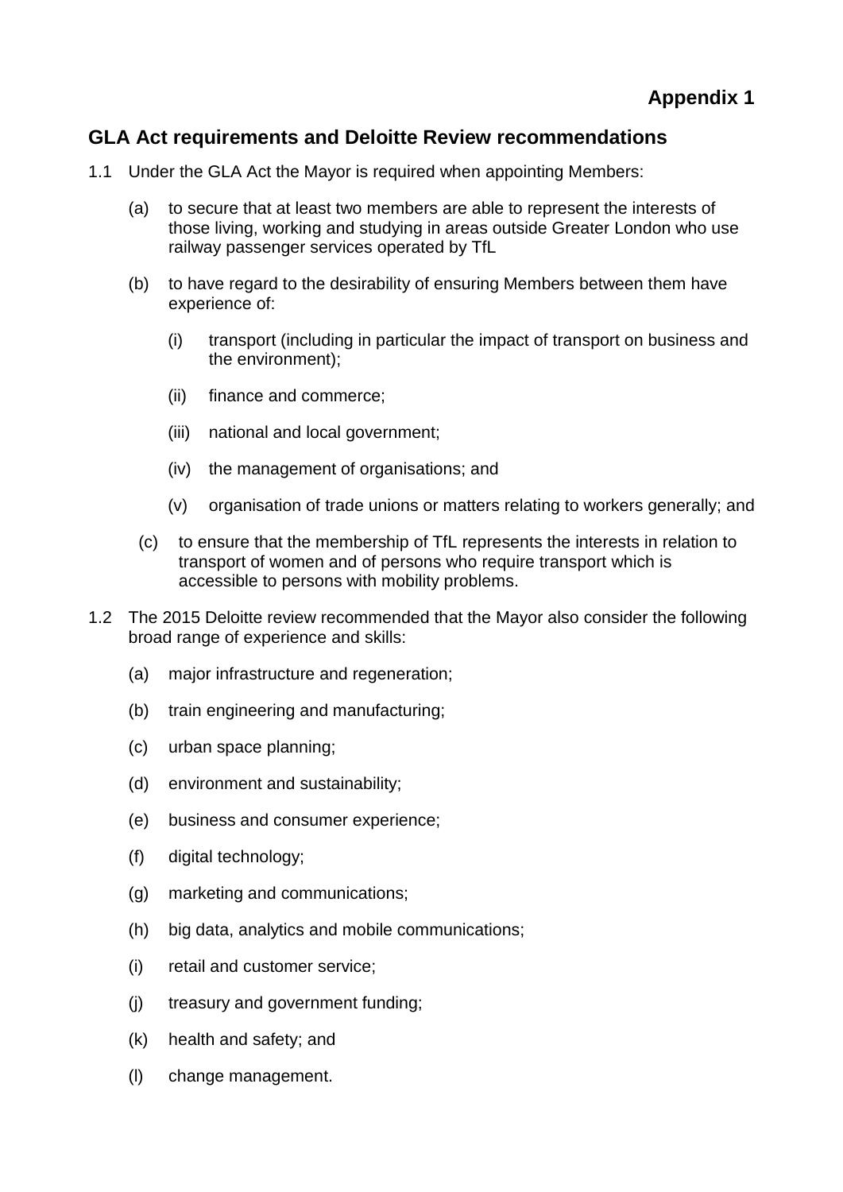**Appendix 1**

## GLA Act requirements and Deloitte Review recommendations

1.1 Under the GLA Act the Mayor is required when appointing Members:

(a) to secure that at least two members are able to represent the interests of those living, working and studying in areas outside Greater London who use railway passenger services operated by TfL

(b) to have regard to the desirability of ensuring Members between them have experience of:

(i) transport (including in particular the impact of transport on business and the environment);

(ii) finance and commerce;

(iii) national and local government;

(iv) the management of organisations; and

(v) organisation of trade unions or matters relating to workers generally; and

(c) to ensure that the membership of TfL represents the interests in relation to transport of women and of persons who require transport which is accessible to persons with mobility problems.

1.2 The 2015 Deloitte review recommended that the Mayor also consider the following broad range of experience and skills:

(a) major infrastructure and regeneration;

(b) train engineering and manufacturing;

(c) urban space planning;

(d) environment and sustainability;

(e) business and consumer experience;

(f) digital technology;

(g) marketing and communications;

(h) big data, analytics and mobile communications;

(i) retail and customer service;

(j) treasury and government funding;

(k) health and safety; and

(l) change management.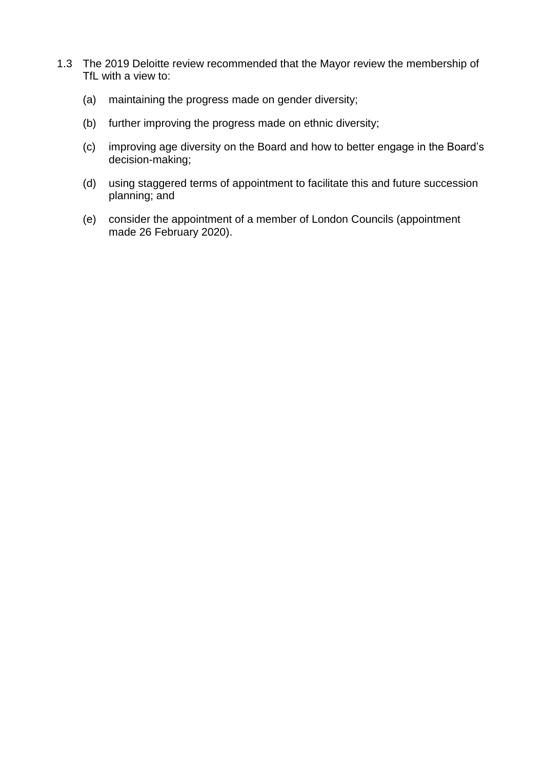1.3 The 2019 Deloitte review recommended that the Mayor review the membership of TfL with a view to:

(a) maintaining the progress made on gender diversity;

(b) further improving the progress made on ethnic diversity;

(c) improving age diversity on the Board and how to better engage in the Board's decision-making;

(d) using staggered terms of appointment to facilitate this and future succession planning; and

(e) consider the appointment of a member of London Councils (appointment made 26 February 2020).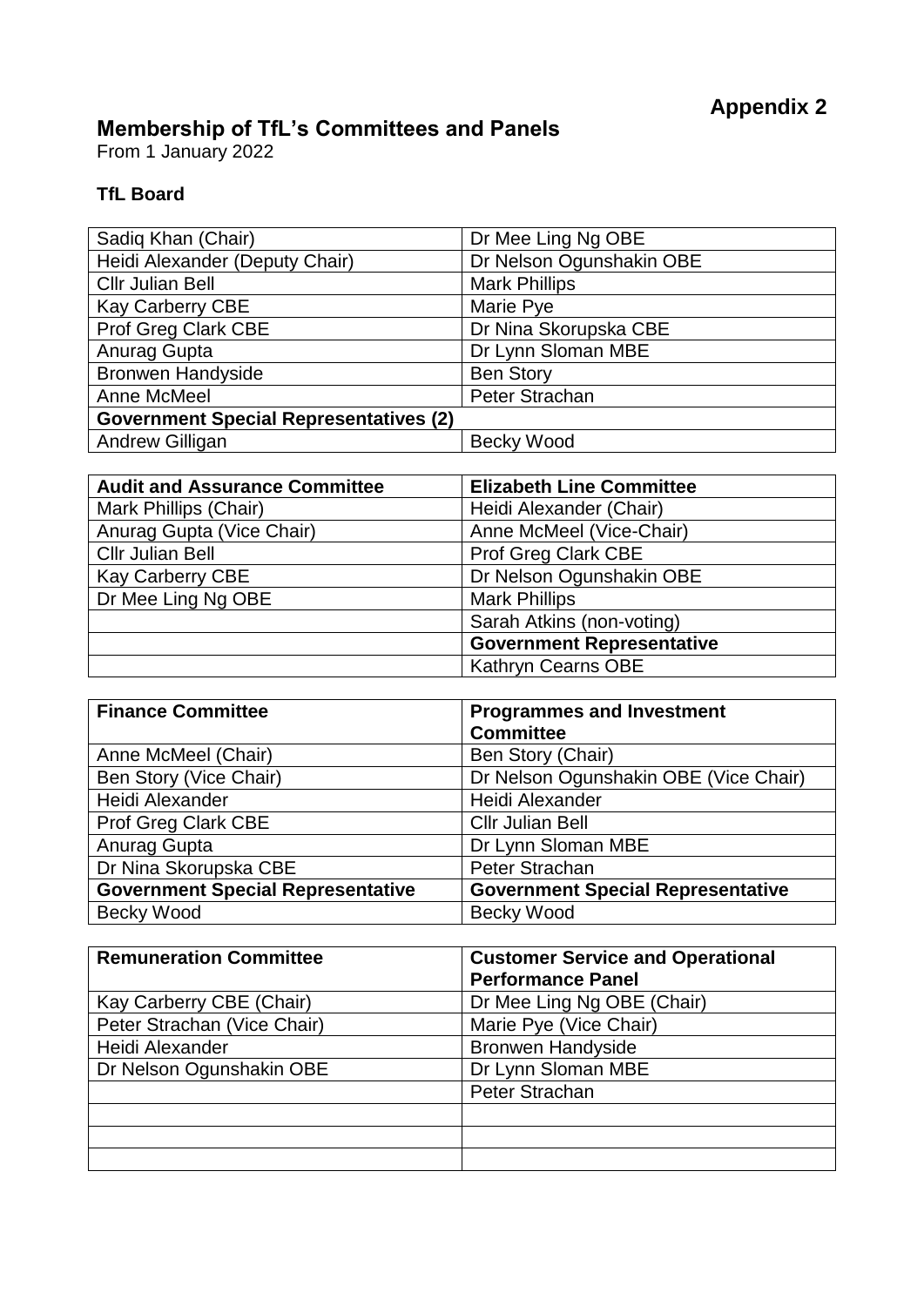**Appendix 2**

## Membership of TfL's Committees and Panels

From 1 January 2022

### TfL Board

| | |
|---|---|
| Sadiq Khan (Chair) | Dr Mee Ling Ng OBE |
| Heidi Alexander (Deputy Chair) | Dr Nelson Ogunshakin OBE |
| Cllr Julian Bell | Mark Phillips |
| Kay Carberry CBE | Marie Pye |
| Prof Greg Clark CBE | Dr Nina Skorupska CBE |
| Anurag Gupta | Dr Lynn Sloman MBE |
| Bronwen Handyside | Ben Story |
| Anne McMeel | Peter Strachan |
| **Government Special Representatives (2)** | |
| Andrew Gilligan | Becky Wood |

| **Audit and Assurance Committee** | **Elizabeth Line Committee** |
|---|---|
| Mark Phillips (Chair) | Heidi Alexander (Chair) |
| Anurag Gupta (Vice Chair) | Anne McMeel (Vice-Chair) |
| Cllr Julian Bell | Prof Greg Clark CBE |
| Kay Carberry CBE | Dr Nelson Ogunshakin OBE |
| Dr Mee Ling Ng OBE | Mark Phillips |
| | Sarah Atkins (non-voting) |
| | **Government Representative** |
| | Kathryn Cearns OBE |

| **Finance Committee** | **Programmes and Investment Committee** |
|---|---|
| Anne McMeel (Chair) | Ben Story (Chair) |
| Ben Story (Vice Chair) | Dr Nelson Ogunshakin OBE (Vice Chair) |
| Heidi Alexander | Heidi Alexander |
| Prof Greg Clark CBE | Cllr Julian Bell |
| Anurag Gupta | Dr Lynn Sloman MBE |
| Dr Nina Skorupska CBE | Peter Strachan |
| **Government Special Representative** | **Government Special Representative** |
| Becky Wood | Becky Wood |

| **Remuneration Committee** | **Customer Service and Operational Performance Panel** |
|---|---|
| Kay Carberry CBE (Chair) | Dr Mee Ling Ng OBE (Chair) |
| Peter Strachan (Vice Chair) | Marie Pye (Vice Chair) |
| Heidi Alexander | Bronwen Handyside |
| Dr Nelson Ogunshakin OBE | Dr Lynn Sloman MBE |
| | Peter Strachan |
| | |
| | |
| | |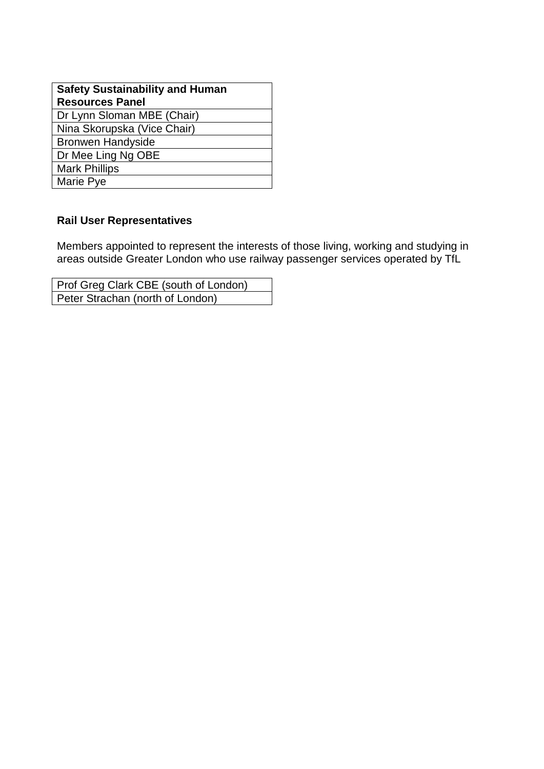| **Safety Sustainability and Human Resources Panel** |
| --- |
| Dr Lynn Sloman MBE (Chair) |
| Nina Skorupska (Vice Chair) |
| Bronwen Handyside |
| Dr Mee Ling Ng OBE |
| Mark Phillips |
| Marie Pye |

**Rail User Representatives**

Members appointed to represent the interests of those living, working and studying in areas outside Greater London who use railway passenger services operated by TfL

| Prof Greg Clark CBE (south of London) |
| --- |
| Peter Strachan (north of London) |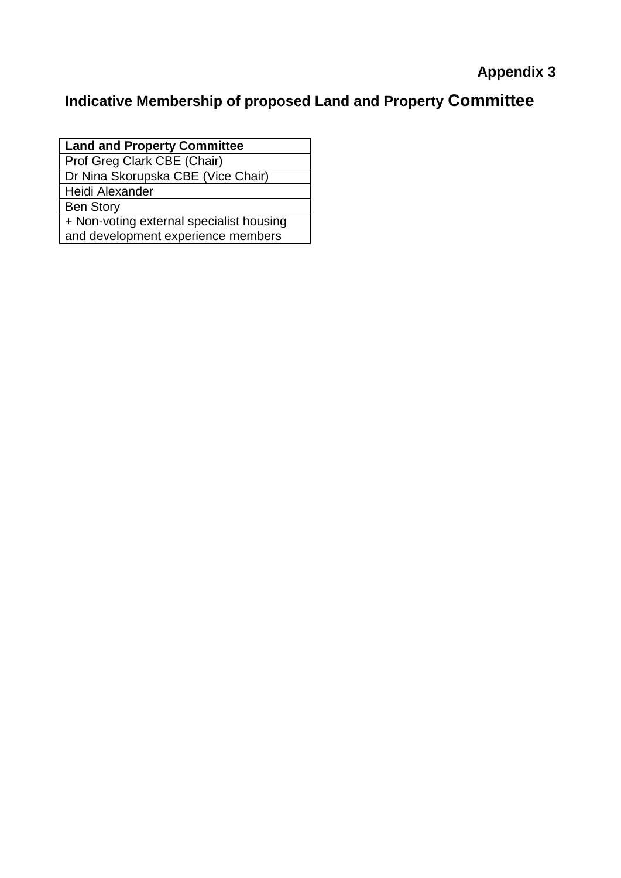**Appendix 3**

## Indicative Membership of proposed Land and Property Committee

| Land and Property Committee |
|---|
| Prof Greg Clark CBE (Chair) |
| Dr Nina Skorupska CBE (Vice Chair) |
| Heidi Alexander |
| Ben Story |
| + Non-voting external specialist housing and development experience members |